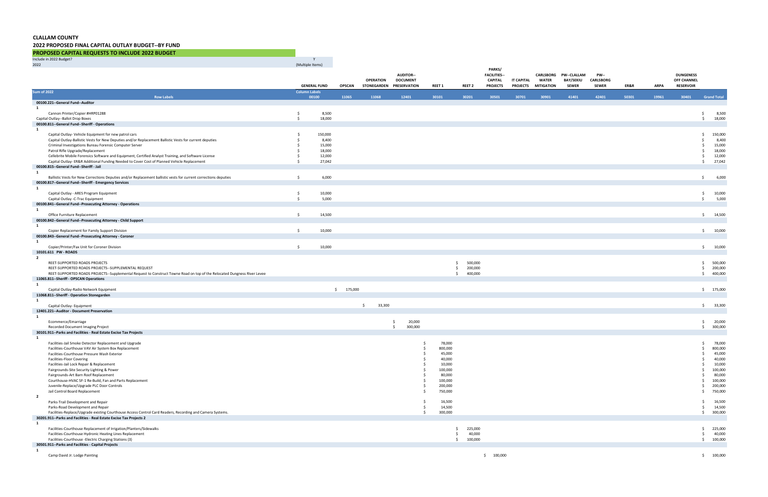**CLALLAM COUNTY**

**2022 PROPOSED FINAL CAPITAL OUTLAY BUDGET--BY FUND**

**PROPOSED CAPITAL REQUESTS TO INCLUDE 2022 BUDGET**

| Include in 2022 Budget? | Y |
|---|---|
| 2022 | (Multiple Items) |

| Sum of 2022 / Row Labels | GENERAL FUND 00100 | OPSCAN 11065 | OPERATION STONEGARDEN 11068 | AUDITOR--DOCUMENT PRESERVATION 12401 | REET 1 30101 | REET 2 30201 | PARKS/ FACILITIES--CAPITAL PROJECTS 30501 | IT CAPITAL PROJECTS 30701 | CARLSBORG WATER MITIGATION 30901 | PW--CLALLAM BAY/SEKIU SEWER 41401 | PW--CARLSBORG SEWER 42401 | ER&R 50301 | ARPA 19961 | DUNGENESS OFF CHANNEL RESERVOIR 30401 | Grand Total |
|---|---|---|---|---|---|---|---|---|---|---|---|---|---|---|---|
| **00100.221--General Fund--Auditor** | | | | | | | | | | | | | | | |
| 1 | | | | | | | | | | | | | | | |
| Cannon Printer/Copier #HRP01288 | $ 8,500 | | | | | | | | | | | | | | $ 8,500 |
| Capital Outlay--Ballot Drop Boxes | $ 18,000 | | | | | | | | | | | | | | $ 18,000 |
| **00100.811--General Fund--Sheriff - Operations** | | | | | | | | | | | | | | | |
| 1 | | | | | | | | | | | | | | | |
| Capital Outlay- Vehicle Equipment for new patrol cars | $ 150,000 | | | | | | | | | | | | | | $ 150,000 |
| Capital Outlay-Ballistic Vests for New Deputies and/or Replacement Ballistic Vests for current deputies | $ 8,400 | | | | | | | | | | | | | | $ 8,400 |
| Criminal Investigations Bureau Forensic Computer Server | $ 15,000 | | | | | | | | | | | | | | $ 15,000 |
| Patrol Rifle Upgrade/Replacement | $ 18,000 | | | | | | | | | | | | | | $ 18,000 |
| Cellebrite Mobile Forensics Software and Equipment, Certified Analyst Training, and Software License | $ 12,000 | | | | | | | | | | | | | | $ 12,000 |
| Capital Outlay- ER&R Additional Funding Needed to Cover Cost of Planned Vehicle Replacement | $ 27,042 | | | | | | | | | | | | | | $ 27,042 |
| **00100.815--General Fund--Sheriff - Jail** | | | | | | | | | | | | | | | |
| 1 | | | | | | | | | | | | | | | |
| Ballistic Vests for New Corrections Deputies and/or Replacement ballistic vests for current corrections deputies | $ 6,000 | | | | | | | | | | | | | | $ 6,000 |
| **00100.817--General Fund--Sheriff - Emergency Services** | | | | | | | | | | | | | | | |
| 1 | | | | | | | | | | | | | | | |
| Capital Outlay - ARES Program Equipment | $ 10,000 | | | | | | | | | | | | | | $ 10,000 |
| Capital Outlay -C-Trac Equipment | $ 5,000 | | | | | | | | | | | | | | $ 5,000 |
| **00100.841--General Fund--Prosecuting Attorney - Operations** | | | | | | | | | | | | | | | |
| 1 | | | | | | | | | | | | | | | |
| Office Furniture Replacement | $ 14,500 | | | | | | | | | | | | | | $ 14,500 |
| **00100.842--General Fund--Prosecuting Attorney - Child Support** | | | | | | | | | | | | | | | |
| 1 | | | | | | | | | | | | | | | |
| Copier Replacement for Family Support Division | $ 10,000 | | | | | | | | | | | | | | $ 10,000 |
| **00100.843--General Fund--Prosecuting Attorney - Coroner** | | | | | | | | | | | | | | | |
| 1 | | | | | | | | | | | | | | | |
| Copier/Printer/Fax Unit for Coroner Division | $ 10,000 | | | | | | | | | | | | | | $ 10,000 |
| **10101.611 PW - ROADS** | | | | | | | | | | | | | | | |
| 2 | | | | | | | | | | | | | | | |
| REET-SUPPORTED ROADS PROJECTS | | | | | | $ 500,000 | | | | | | | | | $ 500,000 |
| REET-SUPPORTED ROADS PROJECTS--SUPPLEMENTAL REQUEST | | | | | | $ 200,000 | | | | | | | | | $ 200,000 |
| REET-SUPPORTED ROADS PROJECTS--Supplemental Request to Construct Towne Road on top of the Relocated Dungness River Levee | | | | | | $ 400,000 | | | | | | | | | $ 400,000 |
| **11065.811--Sheriff - OPSCAN Operations** | | | | | | | | | | | | | | | |
| 1 | | | | | | | | | | | | | | | |
| Capital Outlay-Radio Network Equipment | | $ 175,000 | | | | | | | | | | | | | $ 175,000 |
| **11068.811--Sheriff - Operation Stonegarden** | | | | | | | | | | | | | | | |
| 1 | | | | | | | | | | | | | | | |
| Capital Outlay- Equipment | | | $ 33,300 | | | | | | | | | | | | $ 33,300 |
| **12401.221--Auditor - Document Preservation** | | | | | | | | | | | | | | | |
| 1 | | | | | | | | | | | | | | | |
| Ecommerce/Emarriage | | | | $ 20,000 | | | | | | | | | | | $ 20,000 |
| Recorded Document Imaging Project | | | | $ 300,000 | | | | | | | | | | | $ 300,000 |
| **30101.911--Parks and Facilities - Real Estate Excise Tax Projects** | | | | | | | | | | | | | | | |
| 1 | | | | | | | | | | | | | | | |
| Facilities-Jail Smoke Detector Replacement and Upgrade | | | | | $ 78,000 | | | | | | | | | | $ 78,000 |
| Facilities-Courthouse VAV Air System Box Replacement | | | | | $ 800,000 | | | | | | | | | | $ 800,000 |
| Facilities-Courthouse Pressure Wash Exterior | | | | | $ 45,000 | | | | | | | | | | $ 45,000 |
| Facilities-Floor Covering | | | | | $ 40,000 | | | | | | | | | | $ 40,000 |
| Facilities-Jail Lock Repair & Replacement | | | | | $ 10,000 | | | | | | | | | | $ 10,000 |
| Fairgrounds-Site Security Lighting & Power | | | | | $ 100,000 | | | | | | | | | | $ 100,000 |
| Fairgrounds-Art Barn Roof Replacement | | | | | $ 80,000 | | | | | | | | | | $ 80,000 |
| Courthouse-HVAC SF-1 Re-Build, Fan and Parts Replacement | | | | | $ 100,000 | | | | | | | | | | $ 100,000 |
| Juvenile-Replace/Upgrade PLC Door Controls | | | | | $ 200,000 | | | | | | | | | | $ 200,000 |
| Jail Control Board Replacement | | | | | $ 750,000 | | | | | | | | | | $ 750,000 |
| 2 | | | | | | | | | | | | | | | |
| Parks-Trail Development and Repair | | | | | $ 16,500 | | | | | | | | | | $ 16,500 |
| Parks-Road Development and Repair | | | | | $ 14,500 | | | | | | | | | | $ 14,500 |
| Facilities-Replace/Upgrade existing Courthouse Access Control Card Readers, Recording and Camera Systems. | | | | | $ 300,000 | | | | | | | | | | $ 300,000 |
| **30201.911--Parks and Facilities - Real Estate Excise Tax Projects 2** | | | | | | | | | | | | | | | |
| 1 | | | | | | | | | | | | | | | |
| Facilities-Courthouse Replacement of Irrigation/Planters/Sidewalks | | | | | | $ 225,000 | | | | | | | | | $ 225,000 |
| Facilities-Courthouse Hydronic Heating Lines Replacement | | | | | | $ 40,000 | | | | | | | | | $ 40,000 |
| Facilities-Courthouse -Electric Charging Stations (3) | | | | | | $ 100,000 | | | | | | | | | $ 100,000 |
| **30501.911--Parks and Facilities - Capital Projects** | | | | | | | | | | | | | | | |
| 1 | | | | | | | | | | | | | | | |
| Camp David Jr. Lodge Painting | | | | | | | $ 100,000 | | | | | | | | $ 100,000 |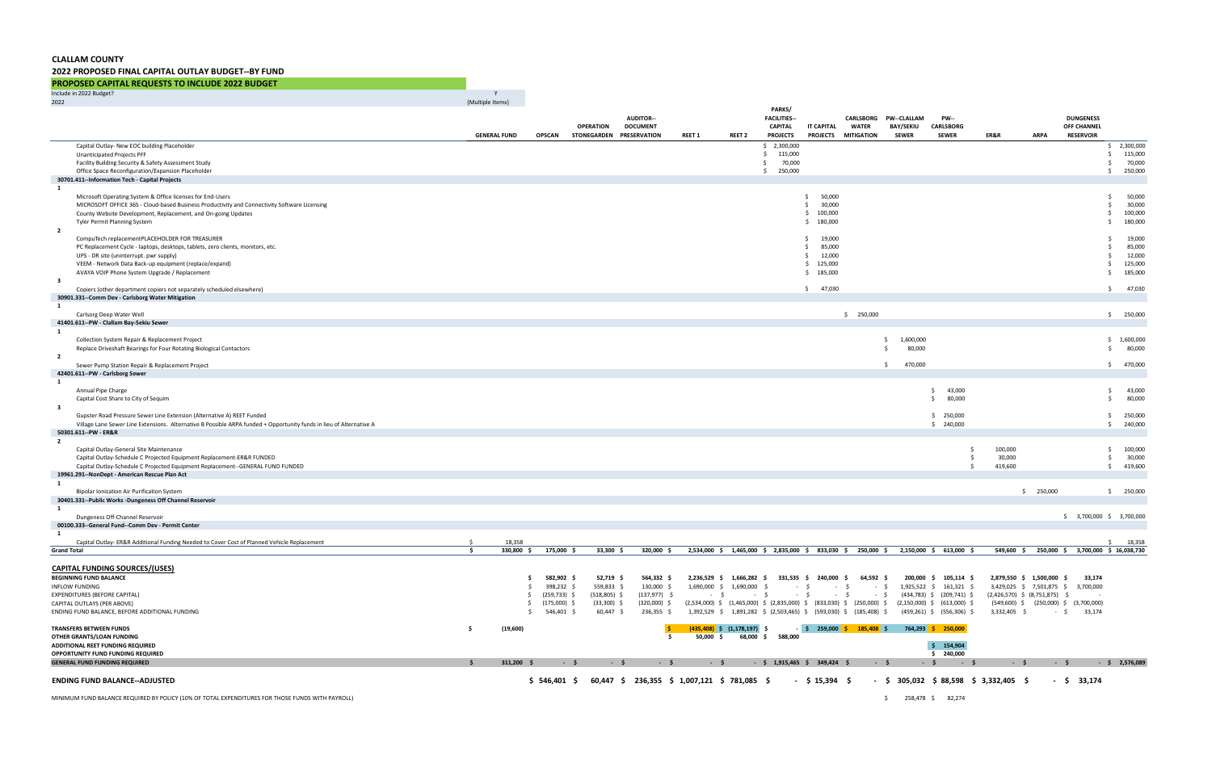# CLALLAM COUNTY

## 2022 PROPOSED FINAL CAPITAL OUTLAY BUDGET--BY FUND

### PROPOSED CAPITAL REQUESTS TO INCLUDE 2022 BUDGET

Include in 2022 Budget? Y

2022 (Multiple Items)

| | GENERAL FUND | OPSCAN | OPERATION STONEGARDEN | AUDITOR--DOCUMENT PRESERVATION | REET 1 | REET 2 | PARKS/FACILITIES--CAPITAL PROJECTS | IT CAPITAL PROJECTS | CARLSBORG WATER MITIGATION | PW--CLALLAM BAY/SEKIU SEWER | PW--CARLSBORG SEWER | ER&R | ARPA | DUNGENESS OFF CHANNEL RESERVOIR | |
|---|---|---|---|---|---|---|---|---|---|---|---|---|---|---|---|
| Capital Outlay- New EOC building Placeholder | | | | | | | $ 2,300,000 | | | | | | | | $ 2,300,000 |
| Unanticipated Projects PFF | | | | | | | $ 115,000 | | | | | | | | $ 115,000 |
| Facility Building Security & Safety Assessment Study | | | | | | | $ 70,000 | | | | | | | | $ 70,000 |
| Office Space Reconfiguration/Expansion Placeholder | | | | | | | $ 250,000 | | | | | | | | $ 250,000 |
| **30701.411--Information Tech - Capital Projects** | | | | | | | | | | | | | | | |
| 1 | | | | | | | | | | | | | | | |
| Microsoft Operating System & Office licenses for End-Users | | | | | | | | $ 50,000 | | | | | | | $ 50,000 |
| MICROSOFT OFFICE 365 - Cloud-based Business Productivity and Connectivity Software Licensing | | | | | | | | $ 30,000 | | | | | | | $ 30,000 |
| County Website Development, Replacement, and On-going Updates | | | | | | | | $ 100,000 | | | | | | | $ 100,000 |
| Tyler Permit Planning System | | | | | | | | $ 180,000 | | | | | | | $ 180,000 |
| 2 | | | | | | | | | | | | | | | |
| CompuTech replacementPLACEHOLDER FOR TREASURER | | | | | | | | $ 19,000 | | | | | | | $ 19,000 |
| PC Replacement Cycle - laptops, desktops, tablets, zero clients, monitors, etc. | | | | | | | | $ 85,000 | | | | | | | $ 85,000 |
| UPS - DR site (uninterrupt. pwr supply) | | | | | | | | $ 12,000 | | | | | | | $ 12,000 |
| VEEM - Network Data Back-up equipment (replace/expand) | | | | | | | | $ 125,000 | | | | | | | $ 125,000 |
| AVAYA VOIP Phone System Upgrade / Replacement | | | | | | | | $ 185,000 | | | | | | | $ 185,000 |
| 3 | | | | | | | | | | | | | | | |
| Copiers (other department copiers not separately scheduled elsewhere) | | | | | | | | $ 47,030 | | | | | | | $ 47,030 |
| **30901.331--Comm Dev - Carlsborg Water Mitigation** | | | | | | | | | | | | | | | |
| 1 | | | | | | | | | | | | | | | |
| Carlsorg Deep Water Well | | | | | | | | | $ 250,000 | | | | | | $ 250,000 |
| **41401.611--PW - Clallam Bay-Sekiu Sewer** | | | | | | | | | | | | | | | |
| 1 | | | | | | | | | | | | | | | |
| Collection System Repair & Replacement Project | | | | | | | | | | $ 1,600,000 | | | | | $ 1,600,000 |
| Replace Driveshaft Bearings for Four Rotating Biological Contactors | | | | | | | | | | $ 80,000 | | | | | $ 80,000 |
| 2 | | | | | | | | | | | | | | | |
| Sewer Pump Station Repair & Replacement Project | | | | | | | | | | $ 470,000 | | | | | $ 470,000 |
| **42401.611--PW - Carlsborg Sewer** | | | | | | | | | | | | | | | |
| 1 | | | | | | | | | | | | | | | |
| Annual Pipe Charge | | | | | | | | | | | $ 43,000 | | | | $ 43,000 |
| Capital Cost Share to City of Sequim | | | | | | | | | | | $ 80,000 | | | | $ 80,000 |
| 3 | | | | | | | | | | | | | | | |
| Gupster Road Pressure Sewer Line Extension (Alternative A) REET Funded | | | | | | | | | | | $ 250,000 | | | | $ 250,000 |
| Village Lane Sewer Line Extensions. Alternative B Possible ARPA funded + Opportunity funds in lieu of Alternative A | | | | | | | | | | | $ 240,000 | | | | $ 240,000 |
| **50301.611--PW - ER&R** | | | | | | | | | | | | | | | |
| 2 | | | | | | | | | | | | | | | |
| Capital Outlay-General Site Maintenance | | | | | | | | | | | | $ 100,000 | | | $ 100,000 |
| Capital Outlay-Schedule C Projected Equipment Replacement-ER&R FUNDED | | | | | | | | | | | | $ 30,000 | | | $ 30,000 |
| Capital Outlay-Schedule C Projected Equipment Replacement--GENERAL FUND FUNDED | | | | | | | | | | | | $ 419,600 | | | $ 419,600 |
| **19961.291--NonDept - American Rescue Plan Act** | | | | | | | | | | | | | | | |
| 1 | | | | | | | | | | | | | | | |
| Bipolar Ionization Air Purification System | | | | | | | | | | | | | $ 250,000 | | $ 250,000 |
| **30401.331--Public Works -Dungeness Off Channel Reservoir** | | | | | | | | | | | | | | | |
| 1 | | | | | | | | | | | | | | | |
| Dungeness Off-Channel Reservoir | | | | | | | | | | | | | | $ 3,700,000 | $ 3,700,000 |
| **00100.333--General Fund--Comm Dev - Permit Center** | | | | | | | | | | | | | | | |
| 1 | | | | | | | | | | | | | | | |
| Capital Outlay- ER&R Additional Funding Needed to Cover Cost of Planned Vehicle Replacement | $ 18,358 | | | | | | | | | | | | | | $ 18,358 |
| **Grand Total** | $ 330,800 | $ 175,000 | $ 33,300 | $ 320,000 | $ 2,534,000 | $ 1,465,000 | $ 2,835,000 | $ 833,030 | $ 250,000 | $ 2,150,000 | $ 613,000 | $ 549,600 | $ 250,000 | $ 3,700,000 | $ 16,038,730 |
| | | | | | | | | | | | | | | | |
| **CAPITAL FUNDING SOURCES/(USES)** | | | | | | | | | | | | | | | |
| **BEGINNING FUND BALANCE** | | $ 582,902 | $ 52,719 | $ 564,332 | $ 2,236,529 | $ 1,666,282 | $ 331,535 | $ 240,000 | $ 64,592 | $ 200,000 | $ 105,114 | $ 2,879,550 | $ 1,500,000 | $ 33,174 | |
| INFLOW FUNDING | | $ 398,232 | $ 559,833 | $ 130,000 | $ 1,690,000 | $ 1,690,000 | $ - | $ - | $ - | $ 1,925,522 | $ 161,321 | $ 3,429,025 | $ 7,501,875 | $ 3,700,000 | |
| EXPENDITURES (BEFORE CAPITAL) | | $ (259,733) | $ (518,805) | $ (137,977) | $ - | $ - | $ - | $ - | $ - | $ (434,783) | $ (209,741) | $ (2,426,570) | $ (8,751,875) | $ - | |
| CAPITAL OUTLAYS (PER ABOVE) | | $ (175,000) | $ (33,300) | $ (320,000) | $ (2,534,000) | $ (1,465,000) | $ (2,835,000) | $ (833,030) | $ (250,000) | $ (2,150,000) | $ (613,000) | $ (549,600) | $ (250,000) | $ (3,700,000) | |
| ENDING FUND BALANCE, BEFORE ADDITIONAL FUNDING | | $ 546,401 | $ 60,447 | $ 236,355 | $ 1,392,529 | $ 1,891,282 | $ (2,503,465) | $ (593,030) | $ (185,408) | $ (459,261) | $ (556,306) | $ 3,332,405 | $ - | $ 33,174 | |
| | | | | | | | | | | | | | | | |
| **TRANSFERS BETWEEN FUNDS** | $ (19,600) | | | $ | $ (435,408) | $ (1,178,197) | $ - | $ 259,000 | $ 185,408 | $ 764,293 | $ 250,000 | | | | |
| **OTHER GRANTS/LOAN FUNDING** | | | | | $ 50,000 | $ 68,000 | $ 588,000 | | | | | | | | |
| **ADDITIONAL REET FUNDING REQUIRED** | | | | | | | | | | | $ 154,904 | | | | |
| **OPPORTUNITY FUND FUNDING REQUIRED** | | | | | | | | | | | $ 240,000 | | | | |
| **GENERAL FUND FUNDING REQUIRED** | $ 311,200 | $ - | $ - | $ - | $ - | $ - | $ 1,915,465 | $ 349,424 | $ - | $ - | $ - | $ - | $ - | $ - | $ 2,576,089 |
| | | | | | | | | | | | | | | | |
| **ENDING FUND BALANCE--ADJUSTED** | | $ 546,401 | $ 60,447 | $ 236,355 | $ 1,007,121 | $ 781,085 | $ - | $ 15,394 | $ - | $ 305,032 | $ 88,598 | $ 3,332,405 | $ - | $ 33,174 | |
| | | | | | | | | | | | | | | | |
| MINIMUM FUND BALANCE REQUIRED BY POLICY (10% OF TOTAL EXPENDITURES FOR THOSE FUNDS WITH PAYROLL) | | | | | | | | | | $ 258,478 | $ 82,274 | | | | |